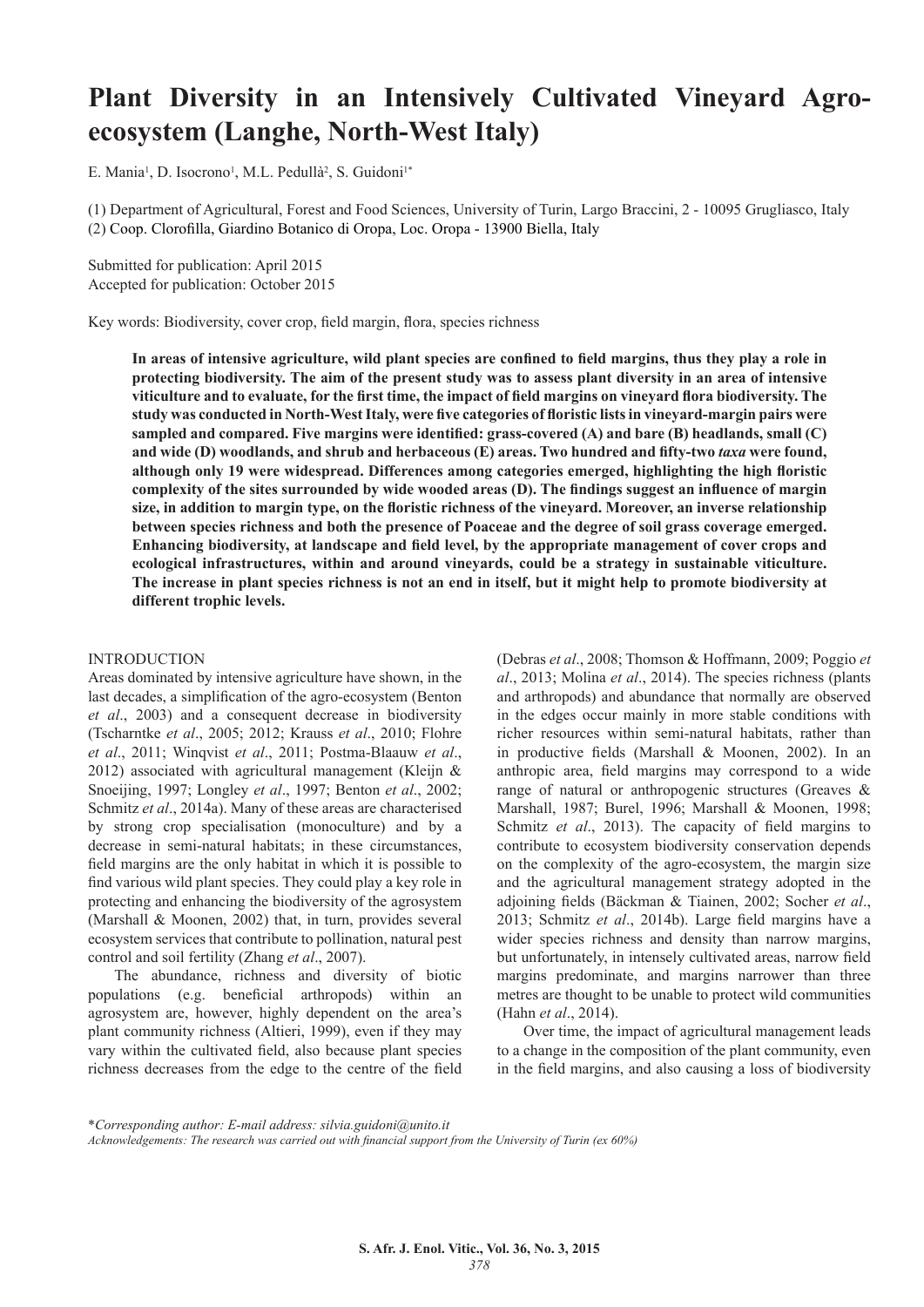# Plant Diversity in an Intensively Cultivated Vineyard Agro-ecosystem (Langhe, North-West Italy)

E. Mania[1], D. Isocrono[1], M.L. Pedullà[2], S. Guidoni[1*]

(1) Department of Agricultural, Forest and Food Sciences, University of Turin, Largo Braccini, 2 - 10095 Grugliasco, Italy
(2) Coop. Clorofilla, Giardino Botanico di Oropa, Loc. Oropa - 13900 Biella, Italy

Submitted for publication: April 2015
Accepted for publication: October 2015

Key words: Biodiversity, cover crop, field margin, flora, species richness

**In areas of intensive agriculture, wild plant species are confined to field margins, thus they play a role in protecting biodiversity. The aim of the present study was to assess plant diversity in an area of intensive viticulture and to evaluate, for the first time, the impact of field margins on vineyard flora biodiversity. The study was conducted in North-West Italy, were five categories of floristic lists in vineyard-margin pairs were sampled and compared. Five margins were identified: grass-covered (A) and bare (B) headlands, small (C) and wide (D) woodlands, and shrub and herbaceous (E) areas. Two hundred and fifty-two *taxa* were found, although only 19 were widespread. Differences among categories emerged, highlighting the high floristic complexity of the sites surrounded by wide wooded areas (D). The findings suggest an influence of margin size, in addition to margin type, on the floristic richness of the vineyard. Moreover, an inverse relationship between species richness and both the presence of Poaceae and the degree of soil grass coverage emerged. Enhancing biodiversity, at landscape and field level, by the appropriate management of cover crops and ecological infrastructures, within and around vineyards, could be a strategy in sustainable viticulture. The increase in plant species richness is not an end in itself, but it might help to promote biodiversity at different trophic levels.**

## INTRODUCTION

Areas dominated by intensive agriculture have shown, in the last decades, a simplification of the agro-ecosystem (Benton *et al*., 2003) and a consequent decrease in biodiversity (Tscharntke *et al*., 2005; 2012; Krauss *et al*., 2010; Flohre *et al*., 2011; Winqvist *et al*., 2011; Postma-Blaauw *et al*., 2012) associated with agricultural management (Kleijn & Snoeijing, 1997; Longley *et al*., 1997; Benton *et al*., 2002; Schmitz *et al*., 2014a). Many of these areas are characterised by strong crop specialisation (monoculture) and by a decrease in semi-natural habitats; in these circumstances, field margins are the only habitat in which it is possible to find various wild plant species. They could play a key role in protecting and enhancing the biodiversity of the agrosystem (Marshall & Moonen, 2002) that, in turn, provides several ecosystem services that contribute to pollination, natural pest control and soil fertility (Zhang *et al*., 2007).

The abundance, richness and diversity of biotic populations (e.g. beneficial arthropods) within an agrosystem are, however, highly dependent on the area's plant community richness (Altieri, 1999), even if they may vary within the cultivated field, also because plant species richness decreases from the edge to the centre of the field (Debras *et al*., 2008; Thomson & Hoffmann, 2009; Poggio *et al*., 2013; Molina *et al*., 2014). The species richness (plants and arthropods) and abundance that normally are observed in the edges occur mainly in more stable conditions with richer resources within semi-natural habitats, rather than in productive fields (Marshall & Moonen, 2002). In an anthropic area, field margins may correspond to a wide range of natural or anthropogenic structures (Greaves & Marshall, 1987; Burel, 1996; Marshall & Moonen, 1998; Schmitz *et al*., 2013). The capacity of field margins to contribute to ecosystem biodiversity conservation depends on the complexity of the agro-ecosystem, the margin size and the agricultural management strategy adopted in the adjoining fields (Bäckman & Tiainen, 2002; Socher *et al*., 2013; Schmitz *et al*., 2014b). Large field margins have a wider species richness and density than narrow margins, but unfortunately, in intensely cultivated areas, narrow field margins predominate, and margins narrower than three metres are thought to be unable to protect wild communities (Hahn *et al*., 2014).

Over time, the impact of agricultural management leads to a change in the composition of the plant community, even in the field margins, and also causing a loss of biodiversity

*Corresponding author: E-mail address: silvia.guidoni@unito.it
*Acknowledgements: The research was carried out with financial support from the University of Turin (ex 60%)*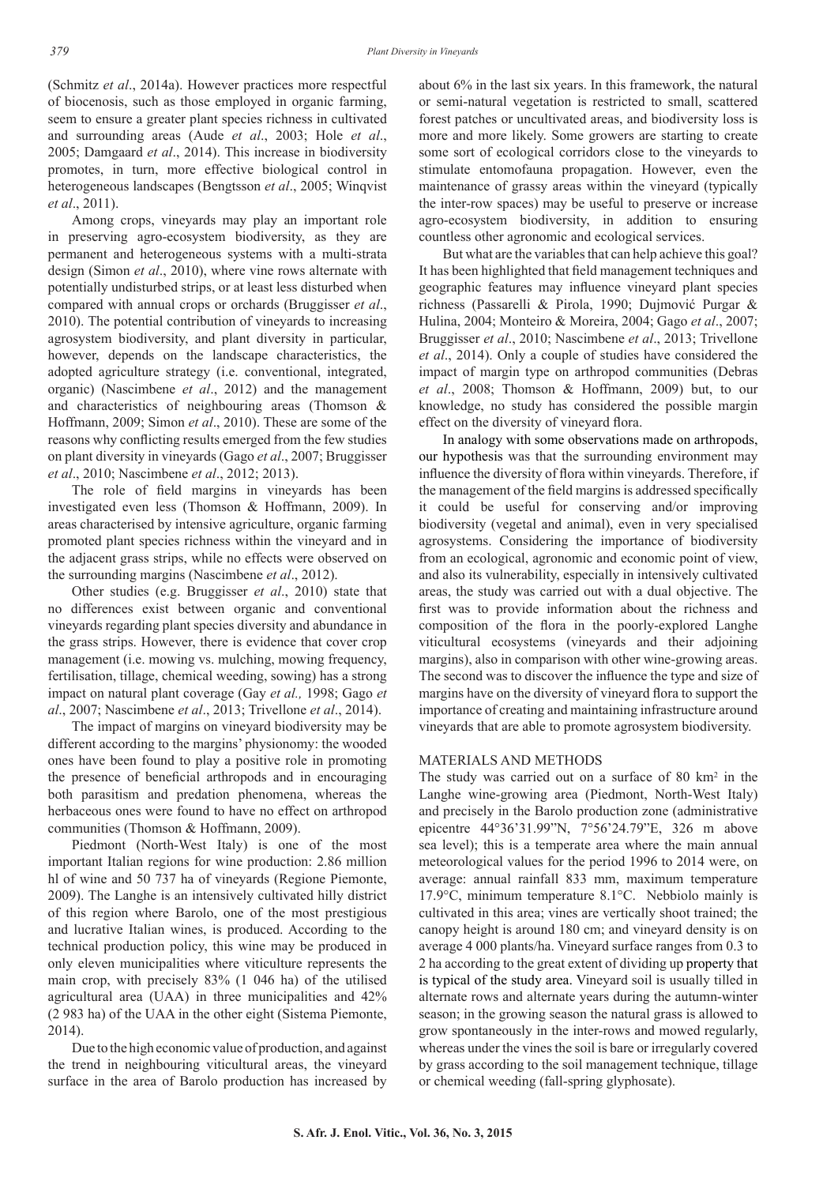(Schmitz *et al*., 2014a). However practices more respectful of biocenosis, such as those employed in organic farming, seem to ensure a greater plant species richness in cultivated and surrounding areas (Aude *et al*., 2003; Hole *et al*., 2005; Damgaard *et al*., 2014). This increase in biodiversity promotes, in turn, more effective biological control in heterogeneous landscapes (Bengtsson *et al*., 2005; Winqvist *et al*., 2011).

Among crops, vineyards may play an important role in preserving agro-ecosystem biodiversity, as they are permanent and heterogeneous systems with a multi-strata design (Simon *et al*., 2010), where vine rows alternate with potentially undisturbed strips, or at least less disturbed when compared with annual crops or orchards (Bruggisser *et al*., 2010). The potential contribution of vineyards to increasing agrosystem biodiversity, and plant diversity in particular, however, depends on the landscape characteristics, the adopted agriculture strategy (i.e. conventional, integrated, organic) (Nascimbene *et al*., 2012) and the management and characteristics of neighbouring areas (Thomson & Hoffmann, 2009; Simon *et al*., 2010). These are some of the reasons why conflicting results emerged from the few studies on plant diversity in vineyards (Gago *et al*., 2007; Bruggisser *et al*., 2010; Nascimbene *et al*., 2012; 2013).

The role of field margins in vineyards has been investigated even less (Thomson & Hoffmann, 2009). In areas characterised by intensive agriculture, organic farming promoted plant species richness within the vineyard and in the adjacent grass strips, while no effects were observed on the surrounding margins (Nascimbene *et al*., 2012).

Other studies (e.g. Bruggisser *et al*., 2010) state that no differences exist between organic and conventional vineyards regarding plant species diversity and abundance in the grass strips. However, there is evidence that cover crop management (i.e. mowing vs. mulching, mowing frequency, fertilisation, tillage, chemical weeding, sowing) has a strong impact on natural plant coverage (Gay *et al.,* 1998; Gago *et al*., 2007; Nascimbene *et al*., 2013; Trivellone *et al*., 2014).

The impact of margins on vineyard biodiversity may be different according to the margins' physionomy: the wooded ones have been found to play a positive role in promoting the presence of beneficial arthropods and in encouraging both parasitism and predation phenomena, whereas the herbaceous ones were found to have no effect on arthropod communities (Thomson & Hoffmann, 2009).

Piedmont (North-West Italy) is one of the most important Italian regions for wine production: 2.86 million hl of wine and 50 737 ha of vineyards (Regione Piemonte, 2009). The Langhe is an intensively cultivated hilly district of this region where Barolo, one of the most prestigious and lucrative Italian wines, is produced. According to the technical production policy, this wine may be produced in only eleven municipalities where viticulture represents the main crop, with precisely 83% (1 046 ha) of the utilised agricultural area (UAA) in three municipalities and 42% (2 983 ha) of the UAA in the other eight (Sistema Piemonte, 2014).

Due to the high economic value of production, and against the trend in neighbouring viticultural areas, the vineyard surface in the area of Barolo production has increased by about 6% in the last six years. In this framework, the natural or semi-natural vegetation is restricted to small, scattered forest patches or uncultivated areas, and biodiversity loss is more and more likely. Some growers are starting to create some sort of ecological corridors close to the vineyards to stimulate entomofauna propagation. However, even the maintenance of grassy areas within the vineyard (typically the inter-row spaces) may be useful to preserve or increase agro-ecosystem biodiversity, in addition to ensuring countless other agronomic and ecological services.

But what are the variables that can help achieve this goal? It has been highlighted that field management techniques and geographic features may influence vineyard plant species richness (Passarelli & Pirola, 1990; Dujmović Purgar & Hulina, 2004; Monteiro & Moreira, 2004; Gago *et al*., 2007; Bruggisser *et al*., 2010; Nascimbene *et al*., 2013; Trivellone *et al*., 2014). Only a couple of studies have considered the impact of margin type on arthropod communities (Debras *et al*., 2008; Thomson & Hoffmann, 2009) but, to our knowledge, no study has considered the possible margin effect on the diversity of vineyard flora.

In analogy with some observations made on arthropods, our hypothesis was that the surrounding environment may influence the diversity of flora within vineyards. Therefore, if the management of the field margins is addressed specifically it could be useful for conserving and/or improving biodiversity (vegetal and animal), even in very specialised agrosystems. Considering the importance of biodiversity from an ecological, agronomic and economic point of view, and also its vulnerability, especially in intensively cultivated areas, the study was carried out with a dual objective. The first was to provide information about the richness and composition of the flora in the poorly-explored Langhe viticultural ecosystems (vineyards and their adjoining margins), also in comparison with other wine-growing areas. The second was to discover the influence the type and size of margins have on the diversity of vineyard flora to support the importance of creating and maintaining infrastructure around vineyards that are able to promote agrosystem biodiversity.

## MATERIALS AND METHODS

The study was carried out on a surface of 80 km$^2$ in the Langhe wine-growing area (Piedmont, North-West Italy) and precisely in the Barolo production zone (administrative epicentre 44°36'31.99"N, 7°56'24.79"E, 326 m above sea level); this is a temperate area where the mean annual meteorological values for the period 1996 to 2014 were, on average: annual rainfall 833 mm, maximum temperature 17.9°C, minimum temperature 8.1°C. Nebbiolo mainly is cultivated in this area; vines are vertically shoot trained; the canopy height is around 180 cm; and vineyard density is on average 4 000 plants/ha. Vineyard surface ranges from 0.3 to 2 ha according to the great extent of dividing up property that is typical of the study area. Vineyard soil is usually tilled in alternate rows and alternate years during the autumn-winter season; in the growing season the natural grass is allowed to grow spontaneously in the inter-rows and mowed regularly, whereas under the vines the soil is bare or irregularly covered by grass according to the soil management technique, tillage or chemical weeding (fall-spring glyphosate).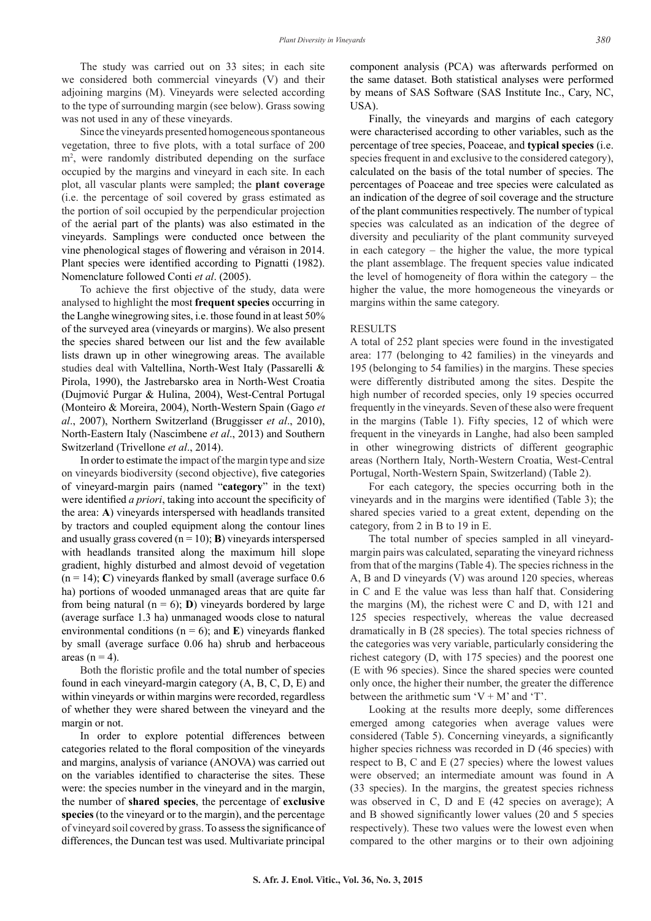The study was carried out on 33 sites; in each site we considered both commercial vineyards (V) and their adjoining margins (M). Vineyards were selected according to the type of surrounding margin (see below). Grass sowing was not used in any of these vineyards.

Since the vineyards presented homogeneous spontaneous vegetation, three to five plots, with a total surface of 200 $m^2$, were randomly distributed depending on the surface occupied by the margins and vineyard in each site. In each plot, all vascular plants were sampled; the **plant coverage** (i.e. the percentage of soil covered by grass estimated as the portion of soil occupied by the perpendicular projection of the aerial part of the plants) was also estimated in the vineyards. Samplings were conducted once between the vine phenological stages of flowering and véraison in 2014. Plant species were identified according to Pignatti (1982). Nomenclature followed Conti *et al*. (2005).

To achieve the first objective of the study, data were analysed to highlight the most **frequent species** occurring in the Langhe winegrowing sites, i.e. those found in at least 50% of the surveyed area (vineyards or margins). We also present the species shared between our list and the few available lists drawn up in other winegrowing areas. The available studies deal with Valtellina, North-West Italy (Passarelli & Pirola, 1990), the Jastrebarsko area in North-West Croatia (Dujmović Purgar & Hulina, 2004), West-Central Portugal (Monteiro & Moreira, 2004), North-Western Spain (Gago *et al*., 2007), Northern Switzerland (Bruggisser *et al*., 2010), North-Eastern Italy (Nascimbene *et al*., 2013) and Southern Switzerland (Trivellone *et al*., 2014).

In order to estimate the impact of the margin type and size on vineyards biodiversity (second objective), five categories of vineyard-margin pairs (named "**category**" in the text) were identified *a priori*, taking into account the specificity of the area: **A**) vineyards interspersed with headlands transited by tractors and coupled equipment along the contour lines and usually grass covered (n = 10); **B**) vineyards interspersed with headlands transited along the maximum hill slope gradient, highly disturbed and almost devoid of vegetation (n = 14); **C**) vineyards flanked by small (average surface 0.6 ha) portions of wooded unmanaged areas that are quite far from being natural (n = 6); **D**) vineyards bordered by large (average surface 1.3 ha) unmanaged woods close to natural environmental conditions (n = 6); and **E**) vineyards flanked by small (average surface 0.06 ha) shrub and herbaceous areas (n = 4).

Both the floristic profile and the total number of species found in each vineyard-margin category (A, B, C, D, E) and within vineyards or within margins were recorded, regardless of whether they were shared between the vineyard and the margin or not.

In order to explore potential differences between categories related to the floral composition of the vineyards and margins, analysis of variance (ANOVA) was carried out on the variables identified to characterise the sites. These were: the species number in the vineyard and in the margin, the number of **shared species**, the percentage of **exclusive species** (to the vineyard or to the margin), and the percentage of vineyard soil covered by grass. To assess the significance of differences, the Duncan test was used. Multivariate principal component analysis (PCA) was afterwards performed on the same dataset. Both statistical analyses were performed by means of SAS Software (SAS Institute Inc., Cary, NC, USA).

Finally, the vineyards and margins of each category were characterised according to other variables, such as the percentage of tree species, Poaceae, and **typical species** (i.e. species frequent in and exclusive to the considered category), calculated on the basis of the total number of species. The percentages of Poaceae and tree species were calculated as an indication of the degree of soil coverage and the structure of the plant communities respectively. The number of typical species was calculated as an indication of the degree of diversity and peculiarity of the plant community surveyed in each category – the higher the value, the more typical the plant assemblage. The frequent species value indicated the level of homogeneity of flora within the category – the higher the value, the more homogeneous the vineyards or margins within the same category.

## RESULTS

A total of 252 plant species were found in the investigated area: 177 (belonging to 42 families) in the vineyards and 195 (belonging to 54 families) in the margins. These species were differently distributed among the sites. Despite the high number of recorded species, only 19 species occurred frequently in the vineyards. Seven of these also were frequent in the margins (Table 1). Fifty species, 12 of which were frequent in the vineyards in Langhe, had also been sampled in other winegrowing districts of different geographic areas (Northern Italy, North-Western Croatia, West-Central Portugal, North-Western Spain, Switzerland) (Table 2).

For each category, the species occurring both in the vineyards and in the margins were identified (Table 3); the shared species varied to a great extent, depending on the category, from 2 in B to 19 in E.

The total number of species sampled in all vineyard-margin pairs was calculated, separating the vineyard richness from that of the margins (Table 4). The species richness in the A, B and D vineyards (V) was around 120 species, whereas in C and E the value was less than half that. Considering the margins (M), the richest were C and D, with 121 and 125 species respectively, whereas the value decreased dramatically in B (28 species). The total species richness of the categories was very variable, particularly considering the richest category (D, with 175 species) and the poorest one (E with 96 species). Since the shared species were counted only once, the higher their number, the greater the difference between the arithmetic sum 'V + M' and 'T'.

Looking at the results more deeply, some differences emerged among categories when average values were considered (Table 5). Concerning vineyards, a significantly higher species richness was recorded in D (46 species) with respect to B, C and E (27 species) where the lowest values were observed; an intermediate amount was found in A (33 species). In the margins, the greatest species richness was observed in C, D and E (42 species on average); A and B showed significantly lower values (20 and 5 species respectively). These two values were the lowest even when compared to the other margins or to their own adjoining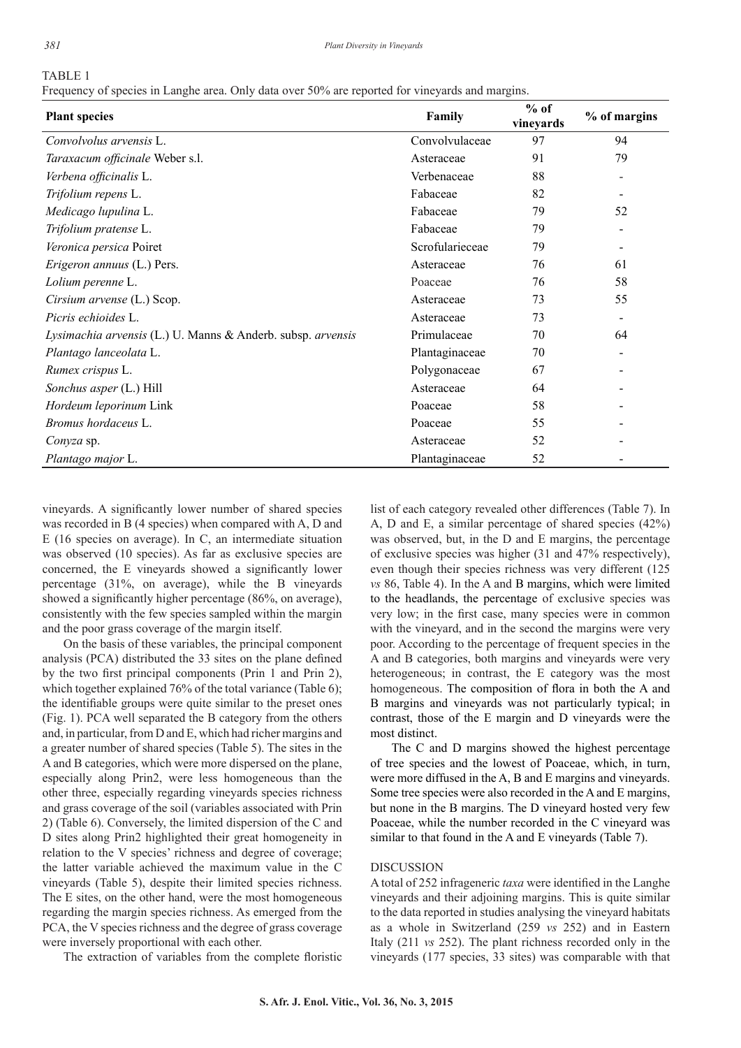TABLE 1
Frequency of species in Langhe area. Only data over 50% are reported for vineyards and margins.

| Plant species | Family | % of vineyards | % of margins |
|---|---|---|---|
| *Convolvulus arvensis* L. | Convolvulaceae | 97 | 94 |
| *Taraxacum officinale* Weber s.l. | Asteraceae | 91 | 79 |
| *Verbena officinalis* L. | Verbenaceae | 88 | - |
| *Trifolium repens* L. | Fabaceae | 82 | - |
| *Medicago lupulina* L. | Fabaceae | 79 | 52 |
| *Trifolium pratense* L. | Fabaceae | 79 | - |
| *Veronica persica* Poiret | Scrofularieceae | 79 | - |
| *Erigeron annuus* (L.) Pers. | Asteraceae | 76 | 61 |
| *Lolium perenne* L. | Poaceae | 76 | 58 |
| *Cirsium arvense* (L.) Scop. | Asteraceae | 73 | 55 |
| *Picris echioides* L. | Asteraceae | 73 | - |
| *Lysimachia arvensis* (L.) U. Manns & Anderb. subsp. *arvensis* | Primulaceae | 70 | 64 |
| *Plantago lanceolata* L. | Plantaginaceae | 70 | - |
| *Rumex crispus* L. | Polygonaceae | 67 | - |
| *Sonchus asper* (L.) Hill | Asteraceae | 64 | - |
| *Hordeum leporinum* Link | Poaceae | 58 | - |
| *Bromus hordaceus* L. | Poaceae | 55 | - |
| *Conyza* sp. | Asteraceae | 52 | - |
| *Plantago major* L. | Plantaginaceae | 52 | - |

vineyards. A significantly lower number of shared species was recorded in B (4 species) when compared with A, D and E (16 species on average). In C, an intermediate situation was observed (10 species). As far as exclusive species are concerned, the E vineyards showed a significantly lower percentage (31%, on average), while the B vineyards showed a significantly higher percentage (86%, on average), consistently with the few species sampled within the margin and the poor grass coverage of the margin itself.

On the basis of these variables, the principal component analysis (PCA) distributed the 33 sites on the plane defined by the two first principal components (Prin 1 and Prin 2), which together explained 76% of the total variance (Table 6); the identifiable groups were quite similar to the preset ones (Fig. 1). PCA well separated the B category from the others and, in particular, from D and E, which had richer margins and a greater number of shared species (Table 5). The sites in the A and B categories, which were more dispersed on the plane, especially along Prin2, were less homogeneous than the other three, especially regarding vineyards species richness and grass coverage of the soil (variables associated with Prin 2) (Table 6). Conversely, the limited dispersion of the C and D sites along Prin2 highlighted their great homogeneity in relation to the V species' richness and degree of coverage; the latter variable achieved the maximum value in the C vineyards (Table 5), despite their limited species richness. The E sites, on the other hand, were the most homogeneous regarding the margin species richness. As emerged from the PCA, the V species richness and the degree of grass coverage were inversely proportional with each other.

The extraction of variables from the complete floristic list of each category revealed other differences (Table 7). In A, D and E, a similar percentage of shared species (42%) was observed, but, in the D and E margins, the percentage of exclusive species was higher (31 and 47% respectively), even though their species richness was very different (125 *vs* 86, Table 4). In the A and B margins, which were limited to the headlands, the percentage of exclusive species was very low; in the first case, many species were in common with the vineyard, and in the second the margins were very poor. According to the percentage of frequent species in the A and B categories, both margins and vineyards were very heterogeneous; in contrast, the E category was the most homogeneous. The composition of flora in both the A and B margins and vineyards was not particularly typical; in contrast, those of the E margin and D vineyards were the most distinct.

The C and D margins showed the highest percentage of tree species and the lowest of Poaceae, which, in turn, were more diffused in the A, B and E margins and vineyards. Some tree species were also recorded in the A and E margins, but none in the B margins. The D vineyard hosted very few Poaceae, while the number recorded in the C vineyard was similar to that found in the A and E vineyards (Table 7).

## DISCUSSION

A total of 252 infrageneric *taxa* were identified in the Langhe vineyards and their adjoining margins. This is quite similar to the data reported in studies analysing the vineyard habitats as a whole in Switzerland (259 *vs* 252) and in Eastern Italy (211 *vs* 252). The plant richness recorded only in the vineyards (177 species, 33 sites) was comparable with that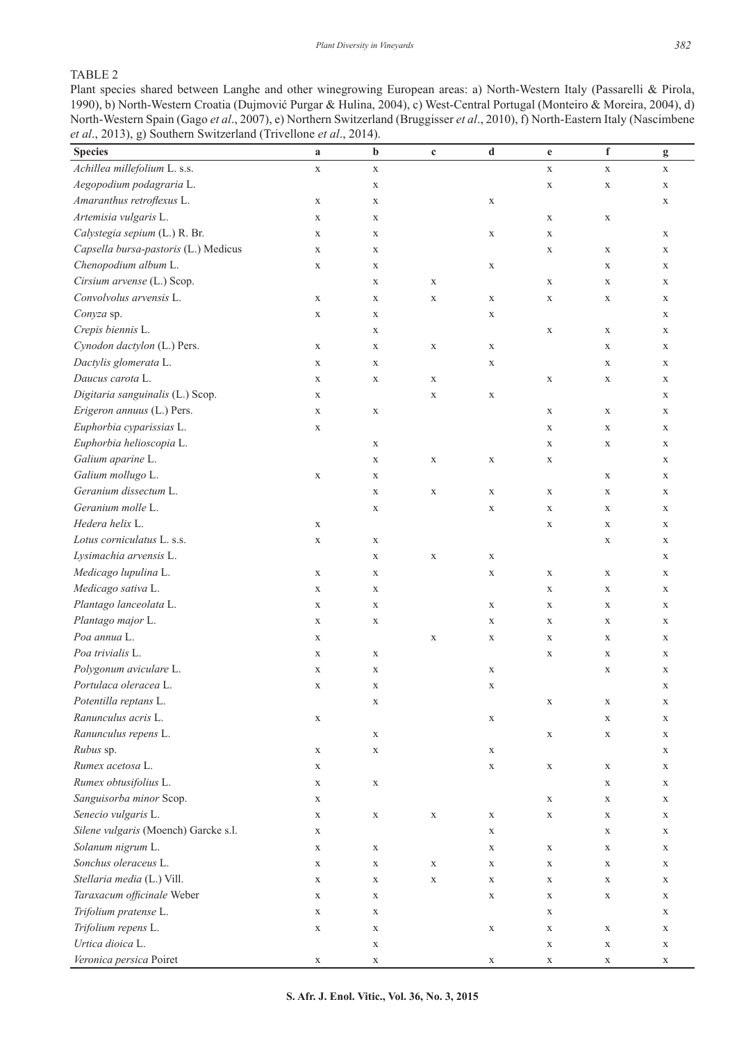TABLE 2

Plant species shared between Langhe and other winegrowing European areas: a) North-Western Italy (Passarelli & Pirola, 1990), b) North-Western Croatia (Dujmović Purgar & Hulina, 2004), c) West-Central Portugal (Monteiro & Moreira, 2004), d) North-Western Spain (Gago *et al*., 2007), e) Northern Switzerland (Bruggisser *et al*., 2010), f) North-Eastern Italy (Nascimbene *et al*., 2013), g) Southern Switzerland (Trivellone *et al*., 2014).

| Species | a | b | c | d | e | f | g |
|---|---|---|---|---|---|---|---|
| *Achillea millefolium* L. s.s. | x | x | | | x | x | x |
| *Aegopodium podagraria* L. | | x | | | x | x | x |
| *Amaranthus retroflexus* L. | x | x | | x | | | x |
| *Artemisia vulgaris* L. | x | x | | | x | x | |
| *Calystegia sepium* (L.) R. Br. | x | x | | x | x | | x |
| *Capsella bursa-pastoris* (L.) Medicus | x | x | | | x | x | x |
| *Chenopodium album* L. | x | x | | x | | x | x |
| *Cirsium arvense* (L.) Scop. | | x | x | | x | x | x |
| *Convolvulus arvensis* L. | x | x | x | x | x | x | x |
| *Conyza* sp. | x | x | | x | | | x |
| *Crepis biennis* L. | | x | | | x | x | x |
| *Cynodon dactylon* (L.) Pers. | x | x | x | x | | x | x |
| *Dactylis glomerata* L. | x | x | | x | | x | x |
| *Daucus carota* L. | x | x | x | | x | x | x |
| *Digitaria sanguinalis* (L.) Scop. | x | | x | x | | | x |
| *Erigeron annuus* (L.) Pers. | x | x | | | x | x | x |
| *Euphorbia cyparissias* L. | x | | | | x | x | x |
| *Euphorbia helioscopia* L. | | x | | | x | x | x |
| *Galium aparine* L. | | x | x | x | x | | x |
| *Galium mollugo* L. | x | x | | | | x | x |
| *Geranium dissectum* L. | | x | x | x | x | x | x |
| *Geranium molle* L. | | x | | x | x | x | x |
| *Hedera helix* L. | x | | | | x | x | x |
| *Lotus corniculatus* L. s.s. | x | x | | | | x | x |
| *Lysimachia arvensis* L. | | x | x | x | | | x |
| *Medicago lupulina* L. | x | x | | x | x | x | x |
| *Medicago sativa* L. | x | x | | | x | x | x |
| *Plantago lanceolata* L. | x | x | | x | x | x | x |
| *Plantago major* L. | x | x | | x | x | x | x |
| *Poa annua* L. | x | | x | x | x | x | x |
| *Poa trivialis* L. | x | x | | | x | x | x |
| *Polygonum aviculare* L. | x | x | | x | | x | x |
| *Portulaca oleracea* L. | x | x | | x | | | x |
| *Potentilla reptans* L. | | x | | | x | x | x |
| *Ranunculus acris* L. | x | | | x | | x | x |
| *Ranunculus repens* L. | | x | | | x | x | x |
| *Rubus* sp. | x | x | | x | | | x |
| *Rumex acetosa* L. | x | | | x | x | x | x |
| *Rumex obtusifolius* L. | x | x | | | | x | x |
| *Sanguisorba minor* Scop. | x | | | | x | x | x |
| *Senecio vulgaris* L. | x | x | x | x | x | x | x |
| *Silene vulgaris* (Moench) Garcke s.l. | x | | | x | | x | x |
| *Solanum nigrum* L. | x | x | | x | x | x | x |
| *Sonchus oleraceus* L. | x | x | x | x | x | x | x |
| *Stellaria media* (L.) Vill. | x | x | x | x | x | x | x |
| *Taraxacum officinale* Weber | x | x | | x | x | x | x |
| *Trifolium pratense* L. | x | x | | | x | | x |
| *Trifolium repens* L. | x | x | | x | x | x | x |
| *Urtica dioica* L. | | x | | | x | x | x |
| *Veronica persica* Poiret | x | x | | x | x | x | x |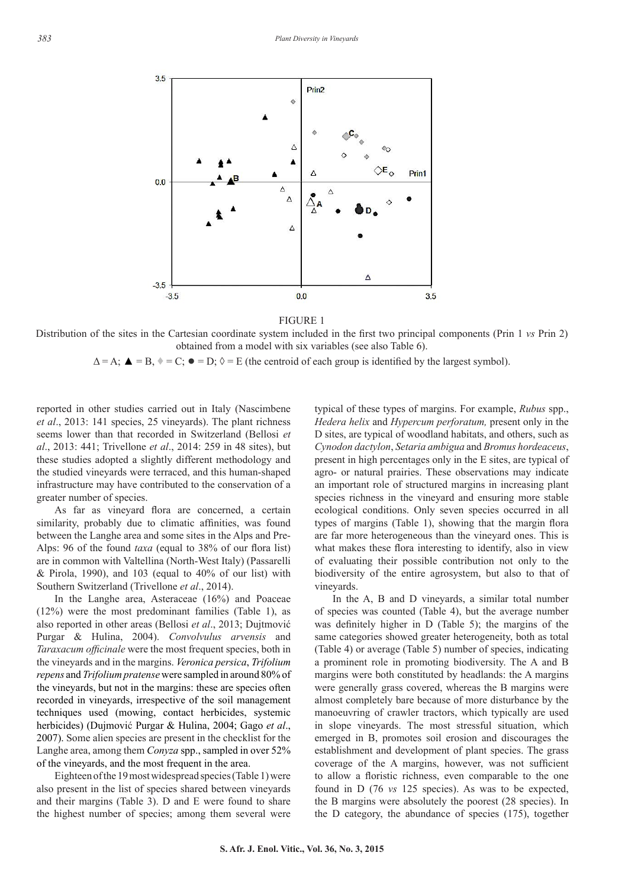FIGURE 1

Distribution of the sites in the Cartesian coordinate system included in the first two principal components (Prin 1 *vs* Prin 2) obtained from a model with six variables (see also Table 6).

Δ = A; ▲ = B, ♦ = C; ● = D; ◊ = E (the centroid of each group is identified by the largest symbol).

reported in other studies carried out in Italy (Nascimbene *et al*., 2013: 141 species, 25 vineyards). The plant richness seems lower than that recorded in Switzerland (Bellosi *et al*., 2013: 441; Trivellone *et al*., 2014: 259 in 48 sites), but these studies adopted a slightly different methodology and the studied vineyards were terraced, and this human-shaped infrastructure may have contributed to the conservation of a greater number of species.

As far as vineyard flora are concerned, a certain similarity, probably due to climatic affinities, was found between the Langhe area and some sites in the Alps and Pre-Alps: 96 of the found *taxa* (equal to 38% of our flora list) are in common with Valtellina (North-West Italy) (Passarelli & Pirola, 1990), and 103 (equal to 40% of our list) with Southern Switzerland (Trivellone *et al*., 2014).

In the Langhe area, Asteraceae (16%) and Poaceae (12%) were the most predominant families (Table 1), as also reported in other areas (Bellosi *et al*., 2013; Dujtmović Purgar & Hulina, 2004). *Convolvulus arvensis* and *Taraxacum officinale* were the most frequent species, both in the vineyards and in the margins. *Veronica persica*, *Trifolium repens* and *Trifolium pratense* were sampled in around 80% of the vineyards, but not in the margins: these are species often recorded in vineyards, irrespective of the soil management techniques used (mowing, contact herbicides, systemic herbicides) (Dujmović Purgar & Hulina, 2004; Gago *et al*., 2007). Some alien species are present in the checklist for the Langhe area, among them *Conyza* spp., sampled in over 52% of the vineyards, and the most frequent in the area.

Eighteen of the 19 most widespread species (Table 1) were also present in the list of species shared between vineyards and their margins (Table 3). D and E were found to share the highest number of species; among them several were typical of these types of margins. For example, *Rubus* spp., *Hedera helix* and *Hypercum perforatum,* present only in the D sites, are typical of woodland habitats, and others, such as *Cynodon dactylon*, *Setaria ambigua* and *Bromus hordeaceus*, present in high percentages only in the E sites, are typical of agro- or natural prairies. These observations may indicate an important role of structured margins in increasing plant species richness in the vineyard and ensuring more stable ecological conditions. Only seven species occurred in all types of margins (Table 1), showing that the margin flora are far more heterogeneous than the vineyard ones. This is what makes these flora interesting to identify, also in view of evaluating their possible contribution not only to the biodiversity of the entire agrosystem, but also to that of vineyards.

In the A, B and D vineyards, a similar total number of species was counted (Table 4), but the average number was definitely higher in D (Table 5); the margins of the same categories showed greater heterogeneity, both as total (Table 4) or average (Table 5) number of species, indicating a prominent role in promoting biodiversity. The A and B margins were both constituted by headlands: the A margins were generally grass covered, whereas the B margins were almost completely bare because of more disturbance by the manoeuvring of crawler tractors, which typically are used in slope vineyards. The most stressful situation, which emerged in B, promotes soil erosion and discourages the establishment and development of plant species. The grass coverage of the A margins, however, was not sufficient to allow a floristic richness, even comparable to the one found in D (76 *vs* 125 species). As was to be expected, the B margins were absolutely the poorest (28 species). In the D category, the abundance of species (175), together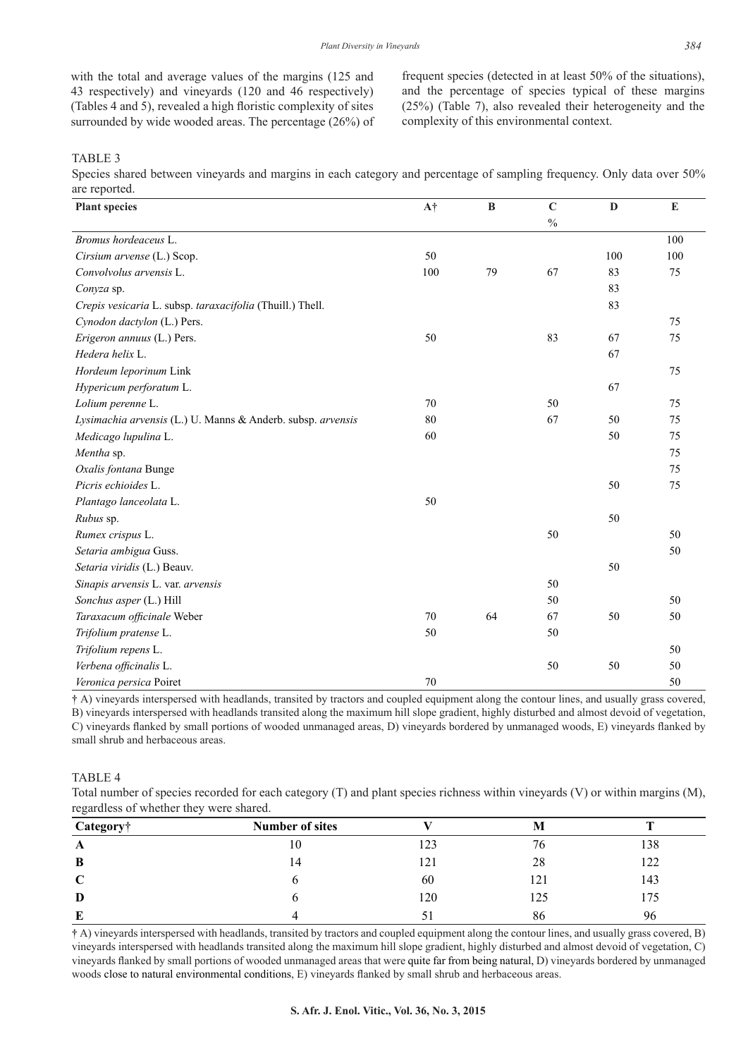with the total and average values of the margins (125 and 43 respectively) and vineyards (120 and 46 respectively) (Tables 4 and 5), revealed a high floristic complexity of sites surrounded by wide wooded areas. The percentage (26%) of frequent species (detected in at least 50% of the situations), and the percentage of species typical of these margins (25%) (Table 7), also revealed their heterogeneity and the complexity of this environmental context.

TABLE 3

Species shared between vineyards and margins in each category and percentage of sampling frequency. Only data over 50% are reported.

| Plant species | A† | B | C | D | E |
|---|---|---|---|---|---|
| | | | % | | |
| *Bromus hordeaceus* L. | | | | | 100 |
| *Cirsium arvense* (L.) Scop. | 50 | | | 100 | 100 |
| *Convolvulus arvensis* L. | 100 | 79 | 67 | 83 | 75 |
| *Conyza* sp. | | | | 83 | |
| *Crepis vesicaria* L. subsp. *taraxacifolia* (Thuill.) Thell. | | | | 83 | |
| *Cynodon dactylon* (L.) Pers. | | | | | 75 |
| *Erigeron annuus* (L.) Pers. | 50 | | 83 | 67 | 75 |
| *Hedera helix* L. | | | | 67 | |
| *Hordeum leporinum* Link | | | | | 75 |
| *Hypericum perforatum* L. | | | | 67 | |
| *Lolium perenne* L. | 70 | | 50 | | 75 |
| *Lysimachia arvensis* (L.) U. Manns & Anderb. subsp. *arvensis* | 80 | | 67 | 50 | 75 |
| *Medicago lupulina* L. | 60 | | | 50 | 75 |
| *Mentha* sp. | | | | | 75 |
| *Oxalis fontana* Bunge | | | | | 75 |
| *Picris echioides* L. | | | | 50 | 75 |
| *Plantago lanceolata* L. | 50 | | | | |
| *Rubus* sp. | | | | 50 | |
| *Rumex crispus* L. | | | 50 | | 50 |
| *Setaria ambigua* Guss. | | | | | 50 |
| *Setaria viridis* (L.) Beauv. | | | | 50 | |
| *Sinapis arvensis* L. var. *arvensis* | | | 50 | | |
| *Sonchus asper* (L.) Hill | | | 50 | | 50 |
| *Taraxacum officinale* Weber | 70 | 64 | 67 | 50 | 50 |
| *Trifolium pratense* L. | 50 | | 50 | | |
| *Trifolium repens* L. | | | | | 50 |
| *Verbena officinalis* L. | | | 50 | 50 | 50 |
| *Veronica persica* Poiret | 70 | | | | 50 |

† A) vineyards interspersed with headlands, transited by tractors and coupled equipment along the contour lines, and usually grass covered, B) vineyards interspersed with headlands transited along the maximum hill slope gradient, highly disturbed and almost devoid of vegetation, C) vineyards flanked by small portions of wooded unmanaged areas, D) vineyards bordered by unmanaged woods, E) vineyards flanked by small shrub and herbaceous areas.

TABLE 4

Total number of species recorded for each category (T) and plant species richness within vineyards (V) or within margins (M), regardless of whether they were shared.

| Category† | Number of sites | V | M | T |
|---|---|---|---|---|
| **A** | 10 | 123 | 76 | 138 |
| **B** | 14 | 121 | 28 | 122 |
| **C** | 6 | 60 | 121 | 143 |
| **D** | 6 | 120 | 125 | 175 |
| **E** | 4 | 51 | 86 | 96 |

† A) vineyards interspersed with headlands, transited by tractors and coupled equipment along the contour lines, and usually grass covered, B) vineyards interspersed with headlands transited along the maximum hill slope gradient, highly disturbed and almost devoid of vegetation, C) vineyards flanked by small portions of wooded unmanaged areas that were quite far from being natural, D) vineyards bordered by unmanaged woods close to natural environmental conditions, E) vineyards flanked by small shrub and herbaceous areas.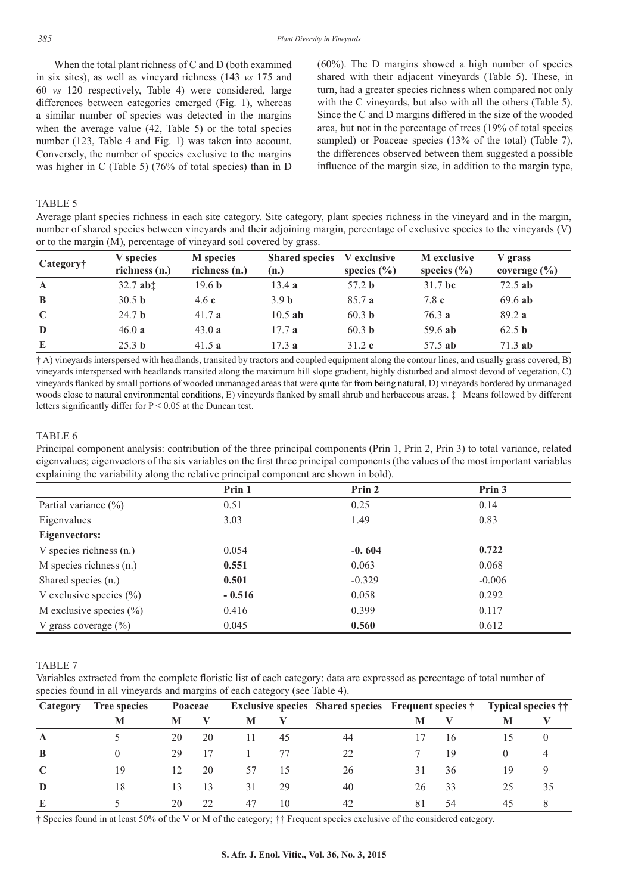When the total plant richness of C and D (both examined in six sites), as well as vineyard richness (143 *vs* 175 and 60 *vs* 120 respectively, Table 4) were considered, large differences between categories emerged (Fig. 1), whereas a similar number of species was detected in the margins when the average value (42, Table 5) or the total species number (123, Table 4 and Fig. 1) was taken into account. Conversely, the number of species exclusive to the margins was higher in C (Table 5) (76% of total species) than in D (60%). The D margins showed a high number of species shared with their adjacent vineyards (Table 5). These, in turn, had a greater species richness when compared not only with the C vineyards, but also with all the others (Table 5). Since the C and D margins differed in the size of the wooded area, but not in the percentage of trees (19% of total species sampled) or Poaceae species (13% of the total) (Table 7), the differences observed between them suggested a possible influence of the margin size, in addition to the margin type,

TABLE 5

Average plant species richness in each site category. Site category, plant species richness in the vineyard and in the margin, number of shared species between vineyards and their adjoining margin, percentage of exclusive species to the vineyards (V) or to the margin (M), percentage of vineyard soil covered by grass.

| Category† | V species richness (n.) | M species richness (n.) | Shared species (n.) | V exclusive species (%) | M exclusive species (%) | V grass coverage (%) |
|---|---|---|---|---|---|---|
| **A** | 32.7 **ab**‡ | 19.6 **b** | 13.4 **a** | 57.2 **b** | 31.7 **bc** | 72.5 **ab** |
| **B** | 30.5 **b** | 4.6 **c** | 3.9 **b** | 85.7 **a** | 7.8 **c** | 69.6 **ab** |
| **C** | 24.7 **b** | 41.7 **a** | 10.5 **ab** | 60.3 **b** | 76.3 **a** | 89.2 **a** |
| **D** | 46.0 **a** | 43.0 **a** | 17.7 **a** | 60.3 **b** | 59.6 **ab** | 62.5 **b** |
| **E** | 25.3 **b** | 41.5 **a** | 17.3 **a** | 31.2 **c** | 57.5 **ab** | 71.3 **ab** |

† A) vineyards interspersed with headlands, transited by tractors and coupled equipment along the contour lines, and usually grass covered, B) vineyards interspersed with headlands transited along the maximum hill slope gradient, highly disturbed and almost devoid of vegetation, C) vineyards flanked by small portions of wooded unmanaged areas that were quite far from being natural, D) vineyards bordered by unmanaged woods close to natural environmental conditions, E) vineyards flanked by small shrub and herbaceous areas. ‡ Means followed by different letters significantly differ for $P < 0.05$ at the Duncan test.

TABLE 6

Principal component analysis: contribution of the three principal components (Prin 1, Prin 2, Prin 3) to total variance, related eigenvalues; eigenvectors of the six variables on the first three principal components (the values of the most important variables explaining the variability along the relative principal component are shown in bold).

| | Prin 1 | Prin 2 | Prin 3 |
|---|---|---|---|
| Partial variance (%) | 0.51 | 0.25 | 0.14 |
| Eigenvalues | 3.03 | 1.49 | 0.83 |
| **Eigenvectors:** | | | |
| V species richness (n.) | 0.054 | **-0. 604** | **0.722** |
| M species richness (n.) | **0.551** | 0.063 | 0.068 |
| Shared species (n.) | **0.501** | -0.329 | -0.006 |
| V exclusive species (%) | **- 0.516** | 0.058 | 0.292 |
| M exclusive species (%) | 0.416 | 0.399 | 0.117 |
| V grass coverage (%) | 0.045 | **0.560** | 0.612 |

TABLE 7

Variables extracted from the complete floristic list of each category: data are expressed as percentage of total number of species found in all vineyards and margins of each category (see Table 4).

| Category | Tree species | Poaceae | | Exclusive species | | Shared species | Frequent species † | | Typical species †† | |
|---|---|---|---|---|---|---|---|---|---|---|
| | M | M | V | M | V | | M | V | M | V |
| **A** | 5 | 20 | 20 | 11 | 45 | 44 | 17 | 16 | 15 | 0 |
| **B** | 0 | 29 | 17 | 1 | 77 | 22 | 7 | 19 | 0 | 4 |
| **C** | 19 | 12 | 20 | 57 | 15 | 26 | 31 | 36 | 19 | 9 |
| **D** | 18 | 13 | 13 | 31 | 29 | 40 | 26 | 33 | 25 | 35 |
| **E** | 5 | 20 | 22 | 47 | 10 | 42 | 81 | 54 | 45 | 8 |

† Species found in at least 50% of the V or M of the category; †† Frequent species exclusive of the considered category.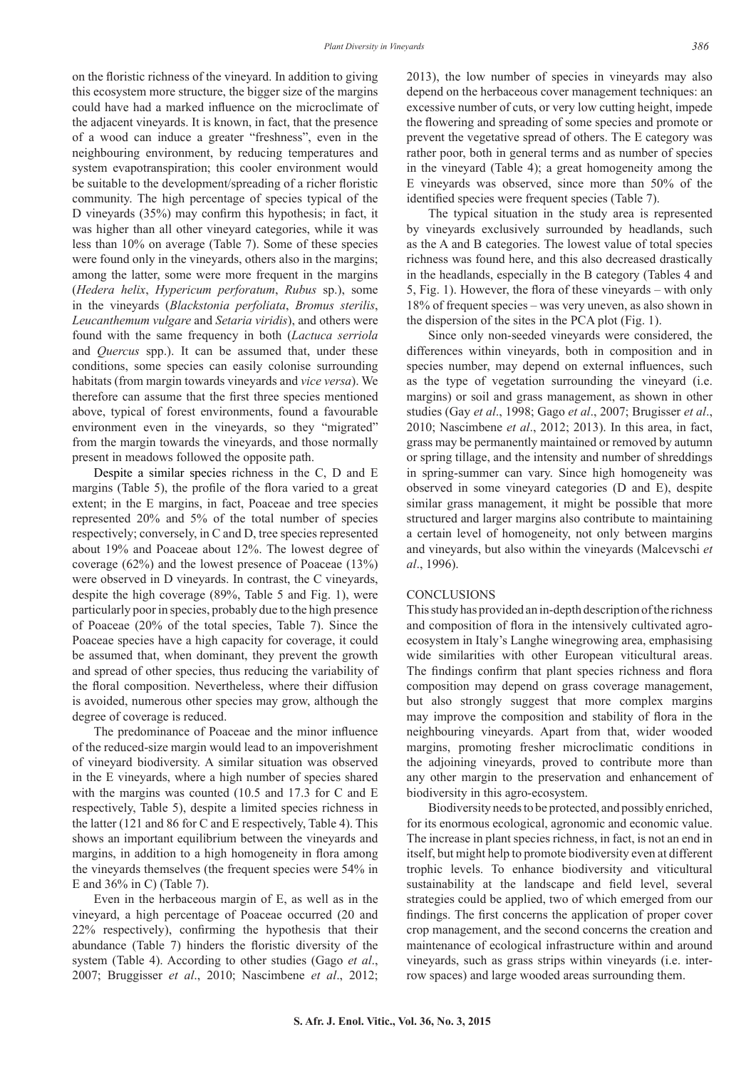on the floristic richness of the vineyard. In addition to giving this ecosystem more structure, the bigger size of the margins could have had a marked influence on the microclimate of the adjacent vineyards. It is known, in fact, that the presence of a wood can induce a greater "freshness", even in the neighbouring environment, by reducing temperatures and system evapotranspiration; this cooler environment would be suitable to the development/spreading of a richer floristic community. The high percentage of species typical of the D vineyards (35%) may confirm this hypothesis; in fact, it was higher than all other vineyard categories, while it was less than 10% on average (Table 7). Some of these species were found only in the vineyards, others also in the margins; among the latter, some were more frequent in the margins (*Hedera helix*, *Hypericum perforatum*, *Rubus* sp.), some in the vineyards (*Blackstonia perfoliata*, *Bromus sterilis*, *Leucanthemum vulgare* and *Setaria viridis*), and others were found with the same frequency in both (*Lactuca serriola* and *Quercus* spp.). It can be assumed that, under these conditions, some species can easily colonise surrounding habitats (from margin towards vineyards and *vice versa*). We therefore can assume that the first three species mentioned above, typical of forest environments, found a favourable environment even in the vineyards, so they "migrated" from the margin towards the vineyards, and those normally present in meadows followed the opposite path.

Despite a similar species richness in the C, D and E margins (Table 5), the profile of the flora varied to a great extent; in the E margins, in fact, Poaceae and tree species represented 20% and 5% of the total number of species respectively; conversely, in C and D, tree species represented about 19% and Poaceae about 12%. The lowest degree of coverage (62%) and the lowest presence of Poaceae (13%) were observed in D vineyards. In contrast, the C vineyards, despite the high coverage (89%, Table 5 and Fig. 1), were particularly poor in species, probably due to the high presence of Poaceae (20% of the total species, Table 7). Since the Poaceae species have a high capacity for coverage, it could be assumed that, when dominant, they prevent the growth and spread of other species, thus reducing the variability of the floral composition. Nevertheless, where their diffusion is avoided, numerous other species may grow, although the degree of coverage is reduced.

The predominance of Poaceae and the minor influence of the reduced-size margin would lead to an impoverishment of vineyard biodiversity. A similar situation was observed in the E vineyards, where a high number of species shared with the margins was counted (10.5 and 17.3 for C and E respectively, Table 5), despite a limited species richness in the latter (121 and 86 for C and E respectively, Table 4). This shows an important equilibrium between the vineyards and margins, in addition to a high homogeneity in flora among the vineyards themselves (the frequent species were 54% in E and 36% in C) (Table 7).

Even in the herbaceous margin of E, as well as in the vineyard, a high percentage of Poaceae occurred (20 and 22% respectively), confirming the hypothesis that their abundance (Table 7) hinders the floristic diversity of the system (Table 4). According to other studies (Gago *et al*., 2007; Bruggisser *et al*., 2010; Nascimbene *et al*., 2012; 2013), the low number of species in vineyards may also depend on the herbaceous cover management techniques: an excessive number of cuts, or very low cutting height, impede the flowering and spreading of some species and promote or prevent the vegetative spread of others. The E category was rather poor, both in general terms and as number of species in the vineyard (Table 4); a great homogeneity among the E vineyards was observed, since more than 50% of the identified species were frequent species (Table 7).

The typical situation in the study area is represented by vineyards exclusively surrounded by headlands, such as the A and B categories. The lowest value of total species richness was found here, and this also decreased drastically in the headlands, especially in the B category (Tables 4 and 5, Fig. 1). However, the flora of these vineyards – with only 18% of frequent species – was very uneven, as also shown in the dispersion of the sites in the PCA plot (Fig. 1).

Since only non-seeded vineyards were considered, the differences within vineyards, both in composition and in species number, may depend on external influences, such as the type of vegetation surrounding the vineyard (i.e. margins) or soil and grass management, as shown in other studies (Gay *et al*., 1998; Gago *et al*., 2007; Brugisser *et al*., 2010; Nascimbene *et al*., 2012; 2013). In this area, in fact, grass may be permanently maintained or removed by autumn or spring tillage, and the intensity and number of shreddings in spring-summer can vary. Since high homogeneity was observed in some vineyard categories (D and E), despite similar grass management, it might be possible that more structured and larger margins also contribute to maintaining a certain level of homogeneity, not only between margins and vineyards, but also within the vineyards (Malcevschi *et al*., 1996).

## CONCLUSIONS

This study has provided an in-depth description of the richness and composition of flora in the intensively cultivated agro-ecosystem in Italy's Langhe winegrowing area, emphasising wide similarities with other European viticultural areas. The findings confirm that plant species richness and flora composition may depend on grass coverage management, but also strongly suggest that more complex margins may improve the composition and stability of flora in the neighbouring vineyards. Apart from that, wider wooded margins, promoting fresher microclimatic conditions in the adjoining vineyards, proved to contribute more than any other margin to the preservation and enhancement of biodiversity in this agro-ecosystem.

Biodiversity needs to be protected, and possibly enriched, for its enormous ecological, agronomic and economic value. The increase in plant species richness, in fact, is not an end in itself, but might help to promote biodiversity even at different trophic levels. To enhance biodiversity and viticultural sustainability at the landscape and field level, several strategies could be applied, two of which emerged from our findings. The first concerns the application of proper cover crop management, and the second concerns the creation and maintenance of ecological infrastructure within and around vineyards, such as grass strips within vineyards (i.e. inter-row spaces) and large wooded areas surrounding them.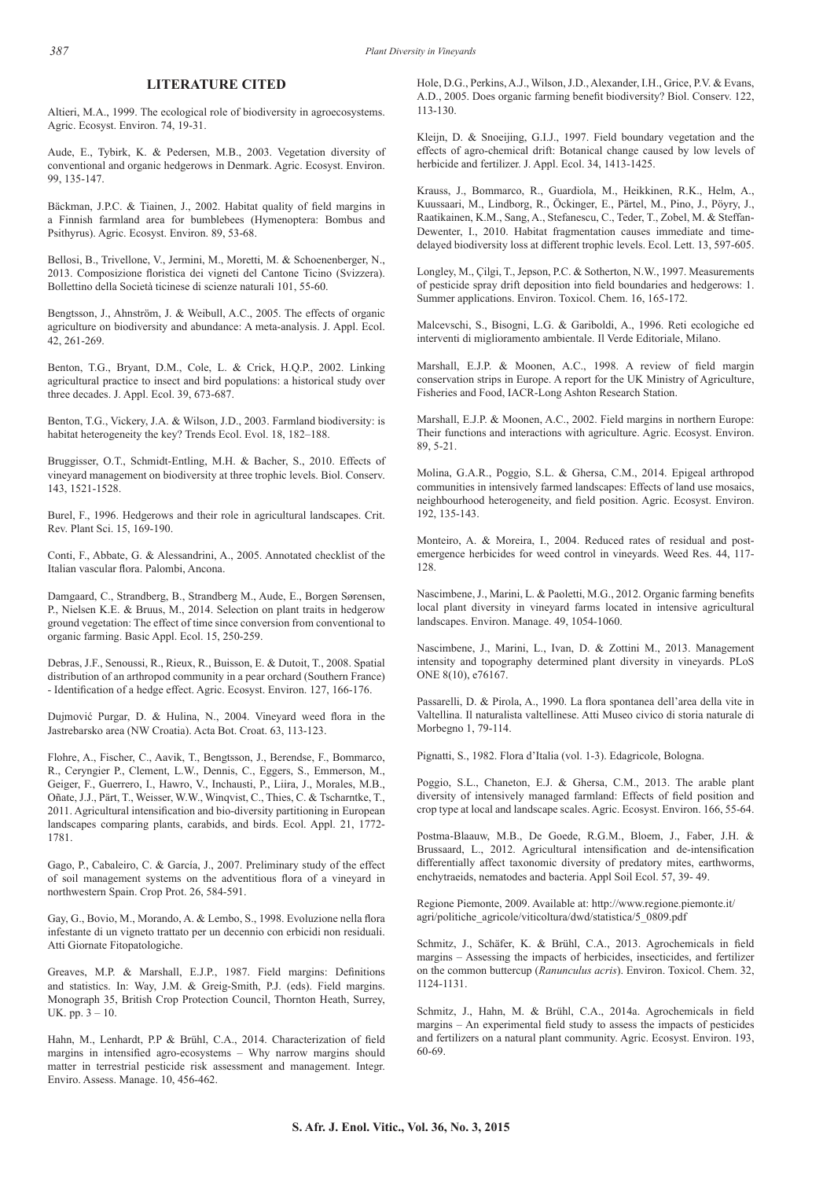## LITERATURE CITED

Altieri, M.A., 1999. The ecological role of biodiversity in agroecosystems. Agric. Ecosyst. Environ. 74, 19-31.

Aude, E., Tybirk, K. & Pedersen, M.B., 2003. Vegetation diversity of conventional and organic hedgerows in Denmark. Agric. Ecosyst. Environ. 99, 135-147.

Bäckman, J.P.C. & Tiainen, J., 2002. Habitat quality of field margins in a Finnish farmland area for bumblebees (Hymenoptera: Bombus and Psithyrus). Agric. Ecosyst. Environ. 89, 53-68.

Bellosi, B., Trivellone, V., Jermini, M., Moretti, M. & Schoenenberger, N., 2013. Composizione floristica dei vigneti del Cantone Ticino (Svizzera). Bollettino della Società ticinese di scienze naturali 101, 55-60.

Bengtsson, J., Ahnström, J. & Weibull, A.C., 2005. The effects of organic agriculture on biodiversity and abundance: A meta-analysis. J. Appl. Ecol. 42, 261-269.

Benton, T.G., Bryant, D.M., Cole, L. & Crick, H.Q.P., 2002. Linking agricultural practice to insect and bird populations: a historical study over three decades. J. Appl. Ecol. 39, 673-687.

Benton, T.G., Vickery, J.A. & Wilson, J.D., 2003. Farmland biodiversity: is habitat heterogeneity the key? Trends Ecol. Evol. 18, 182–188.

Bruggisser, O.T., Schmidt-Entling, M.H. & Bacher, S., 2010. Effects of vineyard management on biodiversity at three trophic levels. Biol. Conserv. 143, 1521-1528.

Burel, F., 1996. Hedgerows and their role in agricultural landscapes. Crit. Rev. Plant Sci. 15, 169-190.

Conti, F., Abbate, G. & Alessandrini, A., 2005. Annotated checklist of the Italian vascular flora. Palombi, Ancona.

Damgaard, C., Strandberg, B., Strandberg M., Aude, E., Borgen Sørensen, P., Nielsen K.E. & Bruus, M., 2014. Selection on plant traits in hedgerow ground vegetation: The effect of time since conversion from conventional to organic farming. Basic Appl. Ecol. 15, 250-259.

Debras, J.F., Senoussi, R., Rieux, R., Buisson, E. & Dutoit, T., 2008. Spatial distribution of an arthropod community in a pear orchard (Southern France) - Identification of a hedge effect. Agric. Ecosyst. Environ. 127, 166-176.

Dujmović Purgar, D. & Hulina, N., 2004. Vineyard weed flora in the Jastrebarsko area (NW Croatia). Acta Bot. Croat. 63, 113-123.

Flohre, A., Fischer, C., Aavik, T., Bengtsson, J., Berendse, F., Bommarco, R., Ceryngier P., Clement, L.W., Dennis, C., Eggers, S., Emmerson, M., Geiger, F., Guerrero, I., Hawro, V., Inchausti, P., Liira, J., Morales, M.B., Oñate, J.J., Pärt, T., Weisser, W.W., Winqvist, C., Thies, C. & Tscharntke, T., 2011. Agricultural intensification and bio-diversity partitioning in European landscapes comparing plants, carabids, and birds. Ecol. Appl. 21, 1772-1781.

Gago, P., Cabaleiro, C. & García, J., 2007. Preliminary study of the effect of soil management systems on the adventitious flora of a vineyard in northwestern Spain. Crop Prot. 26, 584-591.

Gay, G., Bovio, M., Morando, A. & Lembo, S., 1998. Evoluzione nella flora infestante di un vigneto trattato per un decennio con erbicidi non residuali. Atti Giornate Fitopatologiche.

Greaves, M.P. & Marshall, E.J.P., 1987. Field margins: Definitions and statistics. In: Way, J.M. & Greig-Smith, P.J. (eds). Field margins. Monograph 35, British Crop Protection Council, Thornton Heath, Surrey, UK. pp. 3 – 10.

Hahn, M., Lenhardt, P.P & Brühl, C.A., 2014. Characterization of field margins in intensified agro-ecosystems – Why narrow margins should matter in terrestrial pesticide risk assessment and management. Integr. Enviro. Assess. Manage. 10, 456-462.

Hole, D.G., Perkins, A.J., Wilson, J.D., Alexander, I.H., Grice, P.V. & Evans, A.D., 2005. Does organic farming benefit biodiversity? Biol. Conserv. 122, 113-130.

Kleijn, D. & Snoeijing, G.I.J., 1997. Field boundary vegetation and the effects of agro-chemical drift: Botanical change caused by low levels of herbicide and fertilizer. J. Appl. Ecol. 34, 1413-1425.

Krauss, J., Bommarco, R., Guardiola, M., Heikkinen, R.K., Helm, A., Kuussaari, M., Lindborg, R., Öckinger, E., Pärtel, M., Pino, J., Pöyry, J., Raatikainen, K.M., Sang, A., Stefanescu, C., Teder, T., Zobel, M. & Steffan-Dewenter, I., 2010. Habitat fragmentation causes immediate and time-delayed biodiversity loss at different trophic levels. Ecol. Lett. 13, 597-605.

Longley, M., Çilgi, T., Jepson, P.C. & Sotherton, N.W., 1997. Measurements of pesticide spray drift deposition into field boundaries and hedgerows: 1. Summer applications. Environ. Toxicol. Chem. 16, 165-172.

Malcevschi, S., Bisogni, L.G. & Gariboldi, A., 1996. Reti ecologiche ed interventi di miglioramento ambientale. Il Verde Editoriale, Milano.

Marshall, E.J.P. & Moonen, A.C., 1998. A review of field margin conservation strips in Europe. A report for the UK Ministry of Agriculture, Fisheries and Food, IACR-Long Ashton Research Station.

Marshall, E.J.P. & Moonen, A.C., 2002. Field margins in northern Europe: Their functions and interactions with agriculture. Agric. Ecosyst. Environ. 89, 5-21.

Molina, G.A.R., Poggio, S.L. & Ghersa, C.M., 2014. Epigeal arthropod communities in intensively farmed landscapes: Effects of land use mosaics, neighbourhood heterogeneity, and field position. Agric. Ecosyst. Environ. 192, 135-143.

Monteiro, A. & Moreira, I., 2004. Reduced rates of residual and post-emergence herbicides for weed control in vineyards. Weed Res. 44, 117-128.

Nascimbene, J., Marini, L. & Paoletti, M.G., 2012. Organic farming benefits local plant diversity in vineyard farms located in intensive agricultural landscapes. Environ. Manage. 49, 1054-1060.

Nascimbene, J., Marini, L., Ivan, D. & Zottini M., 2013. Management intensity and topography determined plant diversity in vineyards. PLoS ONE 8(10), e76167.

Passarelli, D. & Pirola, A., 1990. La flora spontanea dell'area della vite in Valtellina. Il naturalista valtellinese. Atti Museo civico di storia naturale di Morbegno 1, 79-114.

Pignatti, S., 1982. Flora d'Italia (vol. 1-3). Edagricole, Bologna.

Poggio, S.L., Chaneton, E.J. & Ghersa, C.M., 2013. The arable plant diversity of intensively managed farmland: Effects of field position and crop type at local and landscape scales. Agric. Ecosyst. Environ. 166, 55-64.

Postma-Blaauw, M.B., De Goede, R.G.M., Bloem, J., Faber, J.H. & Brussaard, L., 2012. Agricultural intensification and de-intensification differentially affect taxonomic diversity of predatory mites, earthworms, enchytraeids, nematodes and bacteria. Appl Soil Ecol. 57, 39- 49.

Regione Piemonte, 2009. Available at: http://www.regione.piemonte.it/agri/politiche_agricole/viticoltura/dwd/statistica/5_0809.pdf

Schmitz, J., Schäfer, K. & Brühl, C.A., 2013. Agrochemicals in field margins – Assessing the impacts of herbicides, insecticides, and fertilizer on the common buttercup (*Ranunculus acris*). Environ. Toxicol. Chem. 32, 1124-1131.

Schmitz, J., Hahn, M. & Brühl, C.A., 2014a. Agrochemicals in field margins – An experimental field study to assess the impacts of pesticides and fertilizers on a natural plant community. Agric. Ecosyst. Environ. 193, 60-69.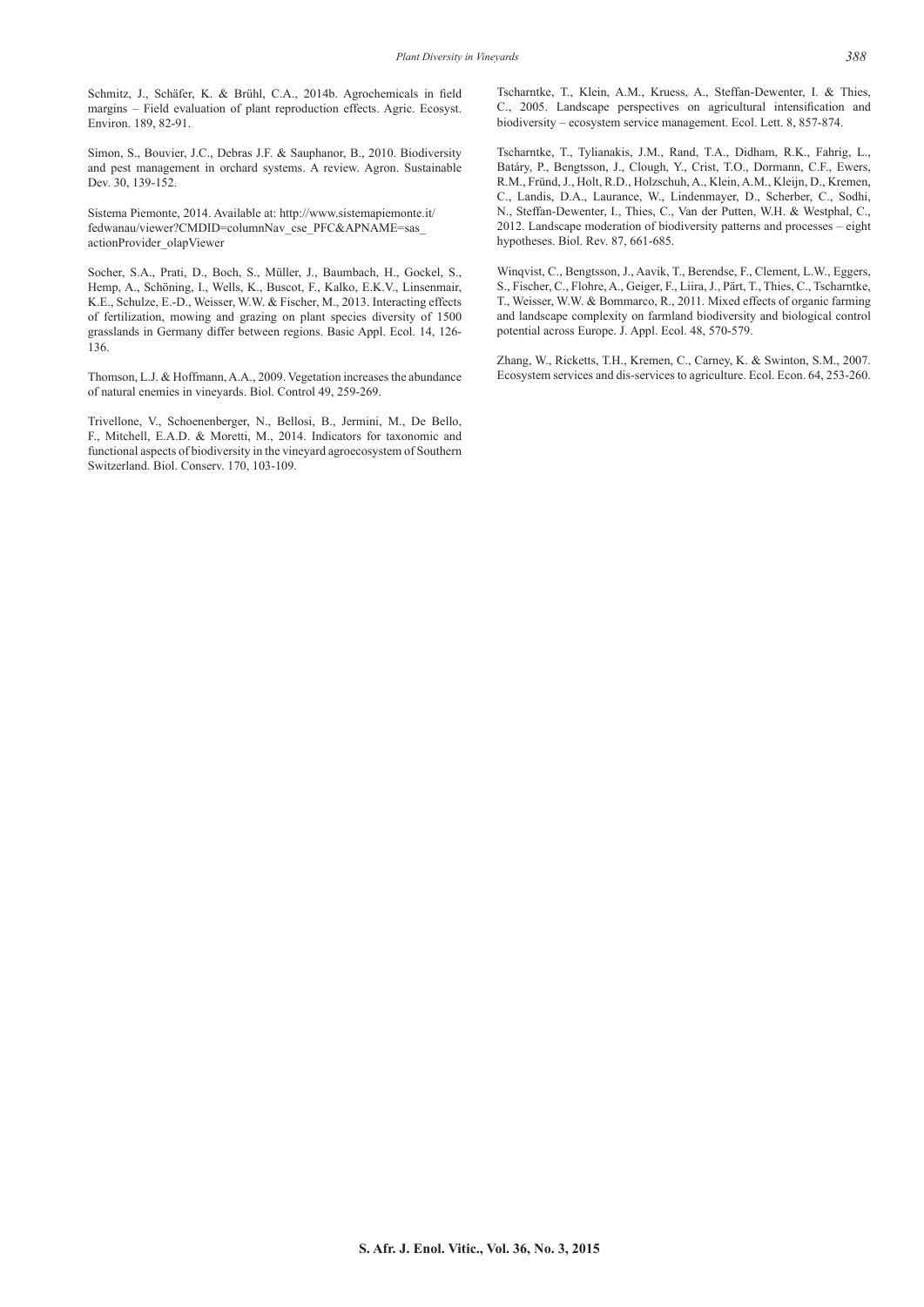Schmitz, J., Schäfer, K. & Brühl, C.A., 2014b. Agrochemicals in field margins – Field evaluation of plant reproduction effects. Agric. Ecosyst. Environ. 189, 82-91.

Simon, S., Bouvier, J.C., Debras J.F. & Sauphanor, B., 2010. Biodiversity and pest management in orchard systems. A review. Agron. Sustainable Dev. 30, 139-152.

Sistema Piemonte, 2014. Available at: http://www.sistemapiemonte.it/fedwanau/viewer?CMDID=columnNav_cse_PFC&APNAME=sas_actionProvider_olapViewer

Socher, S.A., Prati, D., Boch, S., Müller, J., Baumbach, H., Gockel, S., Hemp, A., Schöning, I., Wells, K., Buscot, F., Kalko, E.K.V., Linsenmair, K.E., Schulze, E.-D., Weisser, W.W. & Fischer, M., 2013. Interacting effects of fertilization, mowing and grazing on plant species diversity of 1500 grasslands in Germany differ between regions. Basic Appl. Ecol. 14, 126-136.

Thomson, L.J. & Hoffmann, A.A., 2009. Vegetation increases the abundance of natural enemies in vineyards. Biol. Control 49, 259-269.

Trivellone, V., Schoenenberger, N., Bellosi, B., Jermini, M., De Bello, F., Mitchell, E.A.D. & Moretti, M., 2014. Indicators for taxonomic and functional aspects of biodiversity in the vineyard agroecosystem of Southern Switzerland. Biol. Conserv. 170, 103-109.

Tscharntke, T., Klein, A.M., Kruess, A., Steffan-Dewenter, I. & Thies, C., 2005. Landscape perspectives on agricultural intensification and biodiversity – ecosystem service management. Ecol. Lett. 8, 857-874.

Tscharntke, T., Tylianakis, J.M., Rand, T.A., Didham, R.K., Fahrig, L., Batáry, P., Bengtsson, J., Clough, Y., Crist, T.O., Dormann, C.F., Ewers, R.M., Fründ, J., Holt, R.D., Holzschuh, A., Klein, A.M., Kleijn, D., Kremen, C., Landis, D.A., Laurance, W., Lindenmayer, D., Scherber, C., Sodhi, N., Steffan-Dewenter, I., Thies, C., Van der Putten, W.H. & Westphal, C., 2012. Landscape moderation of biodiversity patterns and processes – eight hypotheses. Biol. Rev. 87, 661-685.

Winqvist, C., Bengtsson, J., Aavik, T., Berendse, F., Clement, L.W., Eggers, S., Fischer, C., Flohre, A., Geiger, F., Liira, J., Pärt, T., Thies, C., Tscharntke, T., Weisser, W.W. & Bommarco, R., 2011. Mixed effects of organic farming and landscape complexity on farmland biodiversity and biological control potential across Europe. J. Appl. Ecol. 48, 570-579.

Zhang, W., Ricketts, T.H., Kremen, C., Carney, K. & Swinton, S.M., 2007. Ecosystem services and dis-services to agriculture. Ecol. Econ. 64, 253-260.